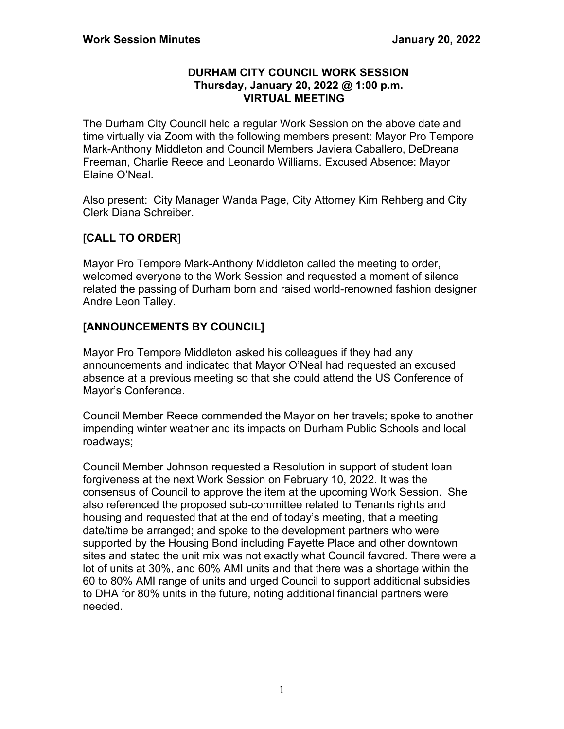# DURHAM CITY COUNCIL WORK SESSION
**Thursday, January 20, 2022 @ 1:00 p.m.**
**VIRTUAL MEETING**

The Durham City Council held a regular Work Session on the above date and time virtually via Zoom with the following members present: Mayor Pro Tempore Mark-Anthony Middleton and Council Members Javiera Caballero, DeDreana Freeman, Charlie Reece and Leonardo Williams. Excused Absence: Mayor Elaine O'Neal.

Also present: City Manager Wanda Page, City Attorney Kim Rehberg and City Clerk Diana Schreiber.

## [CALL TO ORDER]

Mayor Pro Tempore Mark-Anthony Middleton called the meeting to order, welcomed everyone to the Work Session and requested a moment of silence related the passing of Durham born and raised world-renowned fashion designer Andre Leon Talley.

## [ANNOUNCEMENTS BY COUNCIL]

Mayor Pro Tempore Middleton asked his colleagues if they had any announcements and indicated that Mayor O'Neal had requested an excused absence at a previous meeting so that she could attend the US Conference of Mayor's Conference.

Council Member Reece commended the Mayor on her travels; spoke to another impending winter weather and its impacts on Durham Public Schools and local roadways;

Council Member Johnson requested a Resolution in support of student loan forgiveness at the next Work Session on February 10, 2022. It was the consensus of Council to approve the item at the upcoming Work Session. She also referenced the proposed sub-committee related to Tenants rights and housing and requested that at the end of today's meeting, that a meeting date/time be arranged; and spoke to the development partners who were supported by the Housing Bond including Fayette Place and other downtown sites and stated the unit mix was not exactly what Council favored. There were a lot of units at 30%, and 60% AMI units and that there was a shortage within the 60 to 80% AMI range of units and urged Council to support additional subsidies to DHA for 80% units in the future, noting additional financial partners were needed.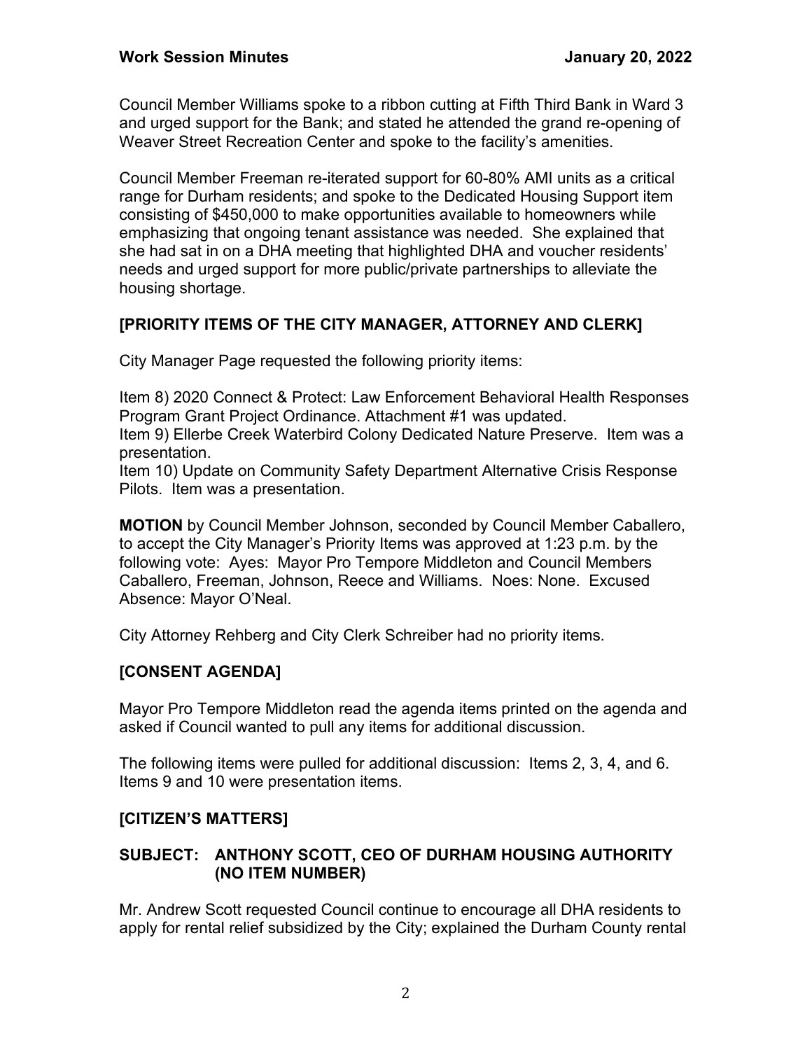Council Member Williams spoke to a ribbon cutting at Fifth Third Bank in Ward 3 and urged support for the Bank; and stated he attended the grand re-opening of Weaver Street Recreation Center and spoke to the facility's amenities.

Council Member Freeman re-iterated support for 60-80% AMI units as a critical range for Durham residents; and spoke to the Dedicated Housing Support item consisting of $450,000 to make opportunities available to homeowners while emphasizing that ongoing tenant assistance was needed. She explained that she had sat in on a DHA meeting that highlighted DHA and voucher residents' needs and urged support for more public/private partnerships to alleviate the housing shortage.

## [PRIORITY ITEMS OF THE CITY MANAGER, ATTORNEY AND CLERK]

City Manager Page requested the following priority items:

Item 8) 2020 Connect & Protect: Law Enforcement Behavioral Health Responses Program Grant Project Ordinance. Attachment #1 was updated.
Item 9) Ellerbe Creek Waterbird Colony Dedicated Nature Preserve. Item was a presentation.
Item 10) Update on Community Safety Department Alternative Crisis Response Pilots. Item was a presentation.

**MOTION** by Council Member Johnson, seconded by Council Member Caballero, to accept the City Manager's Priority Items was approved at 1:23 p.m. by the following vote: Ayes: Mayor Pro Tempore Middleton and Council Members Caballero, Freeman, Johnson, Reece and Williams. Noes: None. Excused Absence: Mayor O'Neal.

City Attorney Rehberg and City Clerk Schreiber had no priority items.

## [CONSENT AGENDA]

Mayor Pro Tempore Middleton read the agenda items printed on the agenda and asked if Council wanted to pull any items for additional discussion.

The following items were pulled for additional discussion: Items 2, 3, 4, and 6. Items 9 and 10 were presentation items.

## [CITIZEN'S MATTERS]

### SUBJECT: ANTHONY SCOTT, CEO OF DURHAM HOUSING AUTHORITY (NO ITEM NUMBER)

Mr. Andrew Scott requested Council continue to encourage all DHA residents to apply for rental relief subsidized by the City; explained the Durham County rental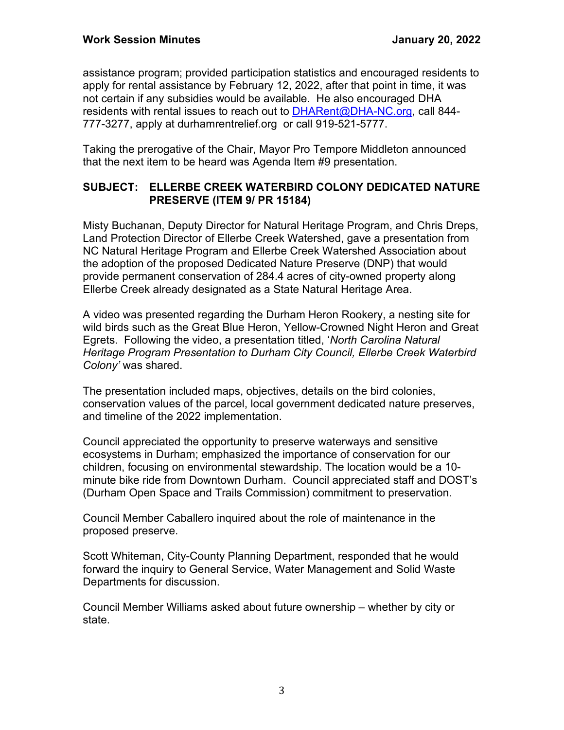assistance program; provided participation statistics and encouraged residents to apply for rental assistance by February 12, 2022, after that point in time, it was not certain if any subsidies would be available. He also encouraged DHA residents with rental issues to reach out to DHARent@DHA-NC.org, call 844-777-3277, apply at durhamrentrelief.org or call 919-521-5777.

Taking the prerogative of the Chair, Mayor Pro Tempore Middleton announced that the next item to be heard was Agenda Item #9 presentation.

**SUBJECT: ELLERBE CREEK WATERBIRD COLONY DEDICATED NATURE PRESERVE (ITEM 9/ PR 15184)**

Misty Buchanan, Deputy Director for Natural Heritage Program, and Chris Dreps, Land Protection Director of Ellerbe Creek Watershed, gave a presentation from NC Natural Heritage Program and Ellerbe Creek Watershed Association about the adoption of the proposed Dedicated Nature Preserve (DNP) that would provide permanent conservation of 284.4 acres of city-owned property along Ellerbe Creek already designated as a State Natural Heritage Area.

A video was presented regarding the Durham Heron Rookery, a nesting site for wild birds such as the Great Blue Heron, Yellow-Crowned Night Heron and Great Egrets. Following the video, a presentation titled, '*North Carolina Natural Heritage Program Presentation to Durham City Council, Ellerbe Creek Waterbird Colony'* was shared.

The presentation included maps, objectives, details on the bird colonies, conservation values of the parcel, local government dedicated nature preserves, and timeline of the 2022 implementation.

Council appreciated the opportunity to preserve waterways and sensitive ecosystems in Durham; emphasized the importance of conservation for our children, focusing on environmental stewardship. The location would be a 10-minute bike ride from Downtown Durham. Council appreciated staff and DOST's (Durham Open Space and Trails Commission) commitment to preservation.

Council Member Caballero inquired about the role of maintenance in the proposed preserve.

Scott Whiteman, City-County Planning Department, responded that he would forward the inquiry to General Service, Water Management and Solid Waste Departments for discussion.

Council Member Williams asked about future ownership – whether by city or state.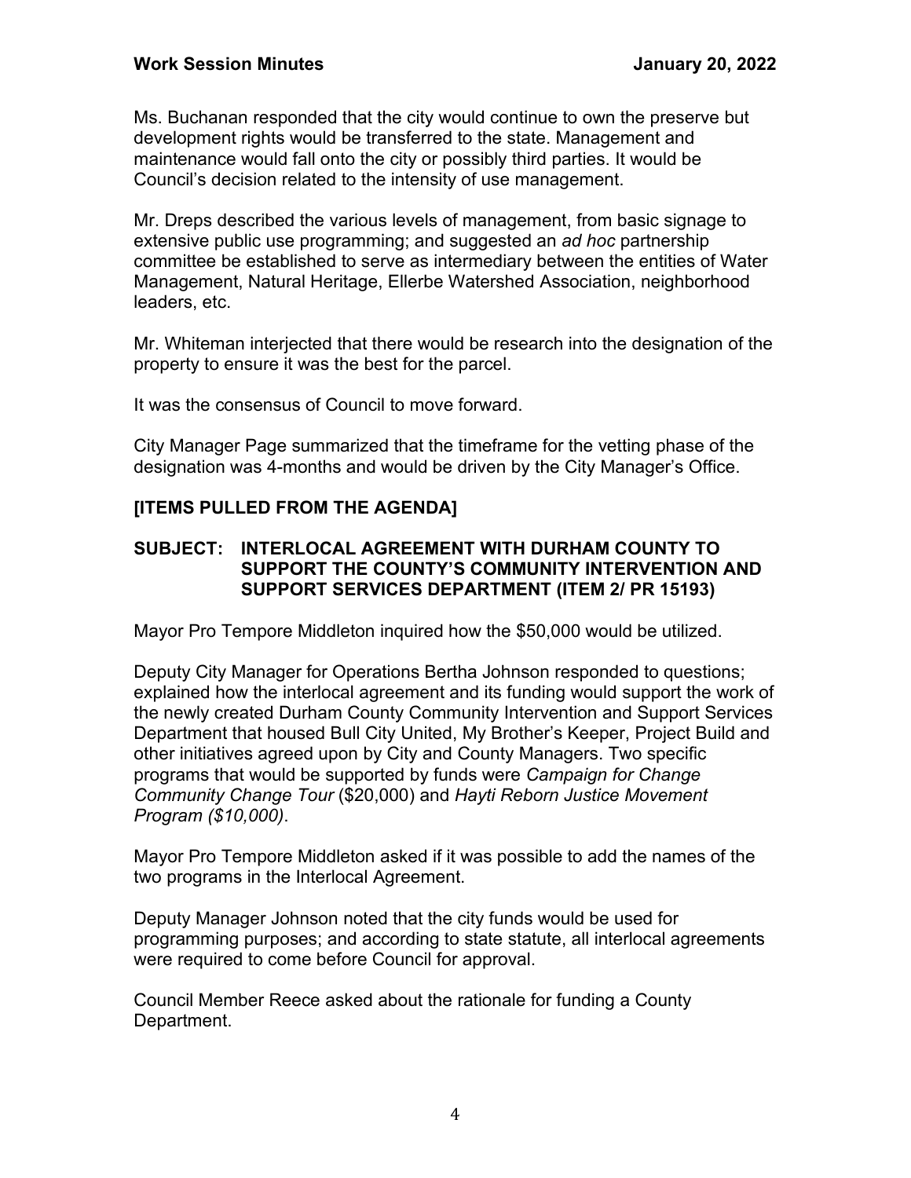Ms. Buchanan responded that the city would continue to own the preserve but development rights would be transferred to the state. Management and maintenance would fall onto the city or possibly third parties. It would be Council's decision related to the intensity of use management.

Mr. Dreps described the various levels of management, from basic signage to extensive public use programming; and suggested an *ad hoc* partnership committee be established to serve as intermediary between the entities of Water Management, Natural Heritage, Ellerbe Watershed Association, neighborhood leaders, etc.

Mr. Whiteman interjected that there would be research into the designation of the property to ensure it was the best for the parcel.

It was the consensus of Council to move forward.

City Manager Page summarized that the timeframe for the vetting phase of the designation was 4-months and would be driven by the City Manager's Office.

**[ITEMS PULLED FROM THE AGENDA]**

**SUBJECT: INTERLOCAL AGREEMENT WITH DURHAM COUNTY TO SUPPORT THE COUNTY'S COMMUNITY INTERVENTION AND SUPPORT SERVICES DEPARTMENT (ITEM 2/ PR 15193)**

Mayor Pro Tempore Middleton inquired how the $50,000 would be utilized.

Deputy City Manager for Operations Bertha Johnson responded to questions; explained how the interlocal agreement and its funding would support the work of the newly created Durham County Community Intervention and Support Services Department that housed Bull City United, My Brother's Keeper, Project Build and other initiatives agreed upon by City and County Managers. Two specific programs that would be supported by funds were *Campaign for Change Community Change Tour* ($20,000) and *Hayti Reborn Justice Movement Program ($10,000)*.

Mayor Pro Tempore Middleton asked if it was possible to add the names of the two programs in the Interlocal Agreement.

Deputy Manager Johnson noted that the city funds would be used for programming purposes; and according to state statute, all interlocal agreements were required to come before Council for approval.

Council Member Reece asked about the rationale for funding a County Department.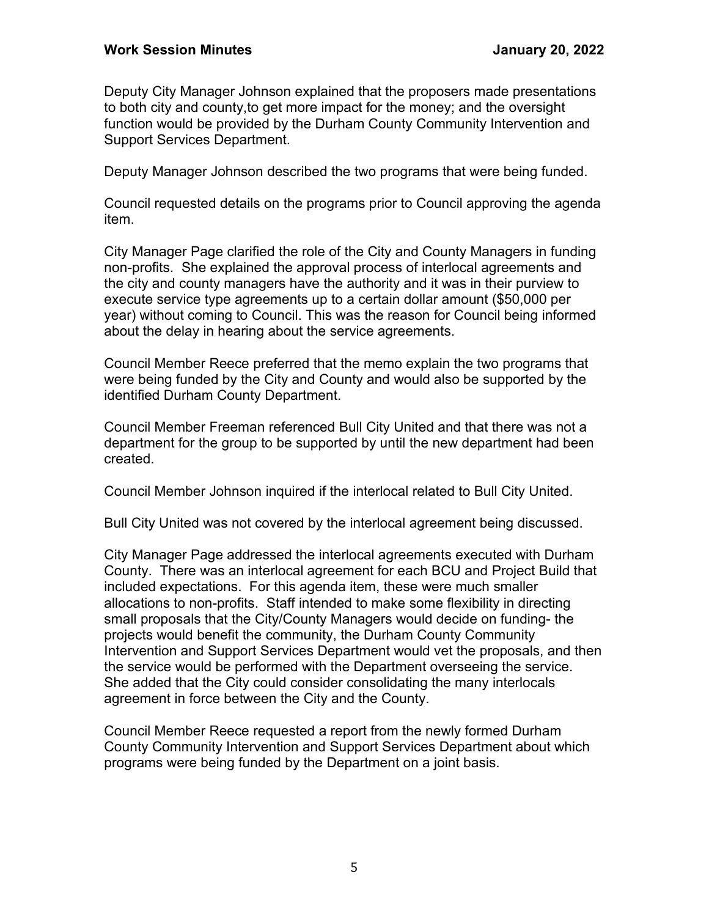Deputy City Manager Johnson explained that the proposers made presentations to both city and county,to get more impact for the money; and the oversight function would be provided by the Durham County Community Intervention and Support Services Department.

Deputy Manager Johnson described the two programs that were being funded.

Council requested details on the programs prior to Council approving the agenda item.

City Manager Page clarified the role of the City and County Managers in funding non-profits. She explained the approval process of interlocal agreements and the city and county managers have the authority and it was in their purview to execute service type agreements up to a certain dollar amount ($50,000 per year) without coming to Council. This was the reason for Council being informed about the delay in hearing about the service agreements.

Council Member Reece preferred that the memo explain the two programs that were being funded by the City and County and would also be supported by the identified Durham County Department.

Council Member Freeman referenced Bull City United and that there was not a department for the group to be supported by until the new department had been created.

Council Member Johnson inquired if the interlocal related to Bull City United.

Bull City United was not covered by the interlocal agreement being discussed.

City Manager Page addressed the interlocal agreements executed with Durham County. There was an interlocal agreement for each BCU and Project Build that included expectations. For this agenda item, these were much smaller allocations to non-profits. Staff intended to make some flexibility in directing small proposals that the City/County Managers would decide on funding- the projects would benefit the community, the Durham County Community Intervention and Support Services Department would vet the proposals, and then the service would be performed with the Department overseeing the service. She added that the City could consider consolidating the many interlocals agreement in force between the City and the County.

Council Member Reece requested a report from the newly formed Durham County Community Intervention and Support Services Department about which programs were being funded by the Department on a joint basis.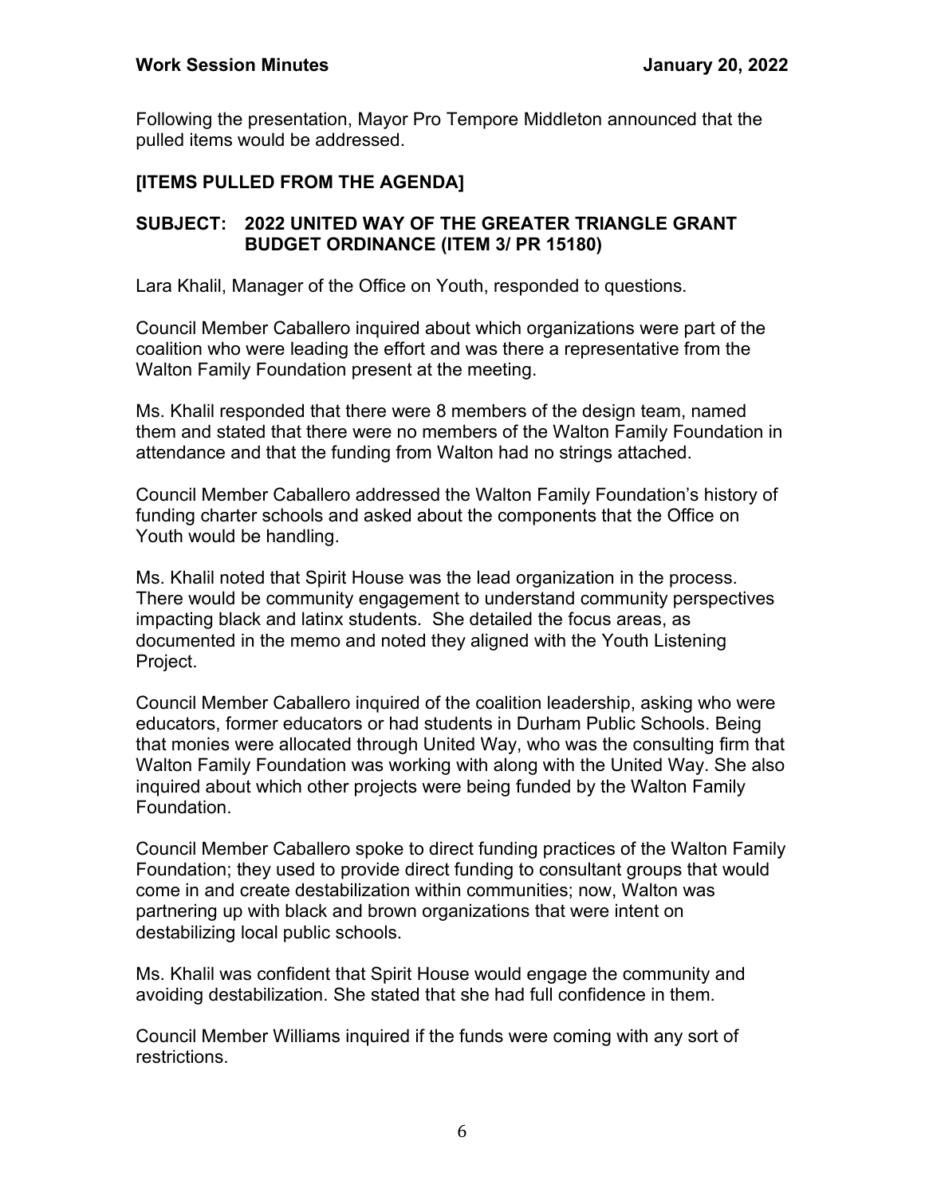Following the presentation, Mayor Pro Tempore Middleton announced that the pulled items would be addressed.

**[ITEMS PULLED FROM THE AGENDA]**

**SUBJECT: 2022 UNITED WAY OF THE GREATER TRIANGLE GRANT BUDGET ORDINANCE (ITEM 3/ PR 15180)**

Lara Khalil, Manager of the Office on Youth, responded to questions.

Council Member Caballero inquired about which organizations were part of the coalition who were leading the effort and was there a representative from the Walton Family Foundation present at the meeting.

Ms. Khalil responded that there were 8 members of the design team, named them and stated that there were no members of the Walton Family Foundation in attendance and that the funding from Walton had no strings attached.

Council Member Caballero addressed the Walton Family Foundation's history of funding charter schools and asked about the components that the Office on Youth would be handling.

Ms. Khalil noted that Spirit House was the lead organization in the process. There would be community engagement to understand community perspectives impacting black and latinx students. She detailed the focus areas, as documented in the memo and noted they aligned with the Youth Listening Project.

Council Member Caballero inquired of the coalition leadership, asking who were educators, former educators or had students in Durham Public Schools. Being that monies were allocated through United Way, who was the consulting firm that Walton Family Foundation was working with along with the United Way. She also inquired about which other projects were being funded by the Walton Family Foundation.

Council Member Caballero spoke to direct funding practices of the Walton Family Foundation; they used to provide direct funding to consultant groups that would come in and create destabilization within communities; now, Walton was partnering up with black and brown organizations that were intent on destabilizing local public schools.

Ms. Khalil was confident that Spirit House would engage the community and avoiding destabilization. She stated that she had full confidence in them.

Council Member Williams inquired if the funds were coming with any sort of restrictions.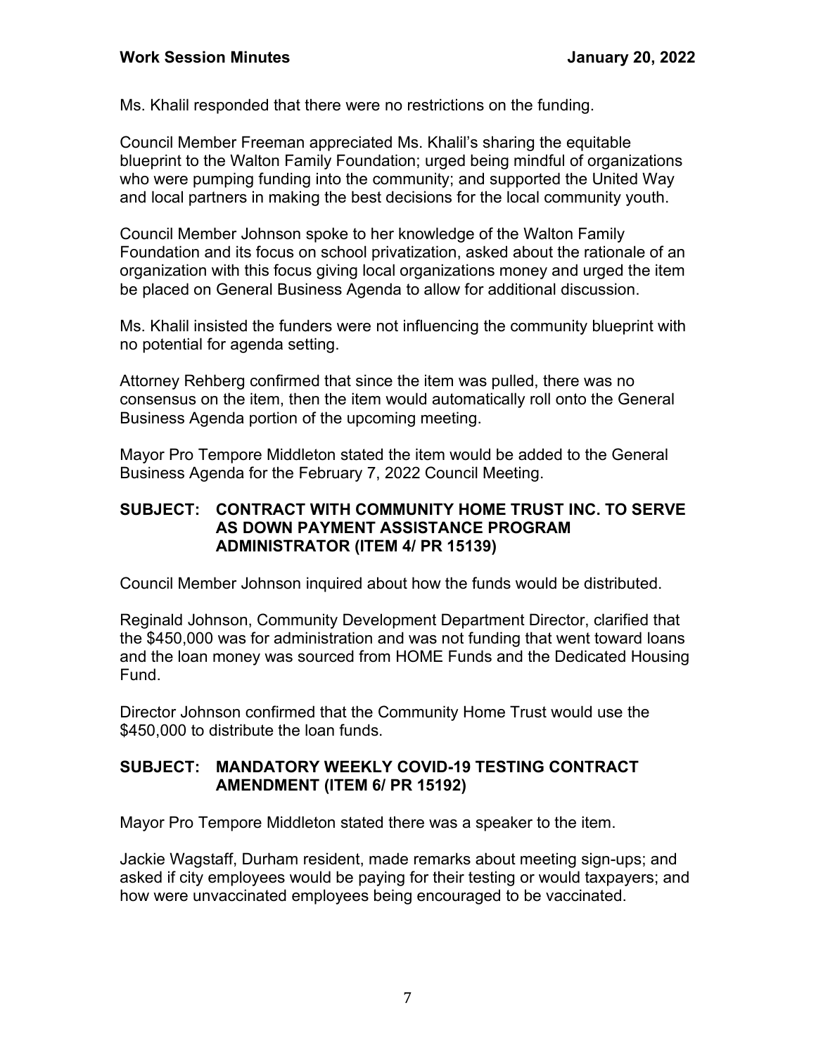Ms. Khalil responded that there were no restrictions on the funding.

Council Member Freeman appreciated Ms. Khalil's sharing the equitable blueprint to the Walton Family Foundation; urged being mindful of organizations who were pumping funding into the community; and supported the United Way and local partners in making the best decisions for the local community youth.

Council Member Johnson spoke to her knowledge of the Walton Family Foundation and its focus on school privatization, asked about the rationale of an organization with this focus giving local organizations money and urged the item be placed on General Business Agenda to allow for additional discussion.

Ms. Khalil insisted the funders were not influencing the community blueprint with no potential for agenda setting.

Attorney Rehberg confirmed that since the item was pulled, there was no consensus on the item, then the item would automatically roll onto the General Business Agenda portion of the upcoming meeting.

Mayor Pro Tempore Middleton stated the item would be added to the General Business Agenda for the February 7, 2022 Council Meeting.

**SUBJECT: CONTRACT WITH COMMUNITY HOME TRUST INC. TO SERVE AS DOWN PAYMENT ASSISTANCE PROGRAM ADMINISTRATOR (ITEM 4/ PR 15139)**

Council Member Johnson inquired about how the funds would be distributed.

Reginald Johnson, Community Development Department Director, clarified that the $450,000 was for administration and was not funding that went toward loans and the loan money was sourced from HOME Funds and the Dedicated Housing Fund.

Director Johnson confirmed that the Community Home Trust would use the $450,000 to distribute the loan funds.

**SUBJECT: MANDATORY WEEKLY COVID-19 TESTING CONTRACT AMENDMENT (ITEM 6/ PR 15192)**

Mayor Pro Tempore Middleton stated there was a speaker to the item.

Jackie Wagstaff, Durham resident, made remarks about meeting sign-ups; and asked if city employees would be paying for their testing or would taxpayers; and how were unvaccinated employees being encouraged to be vaccinated.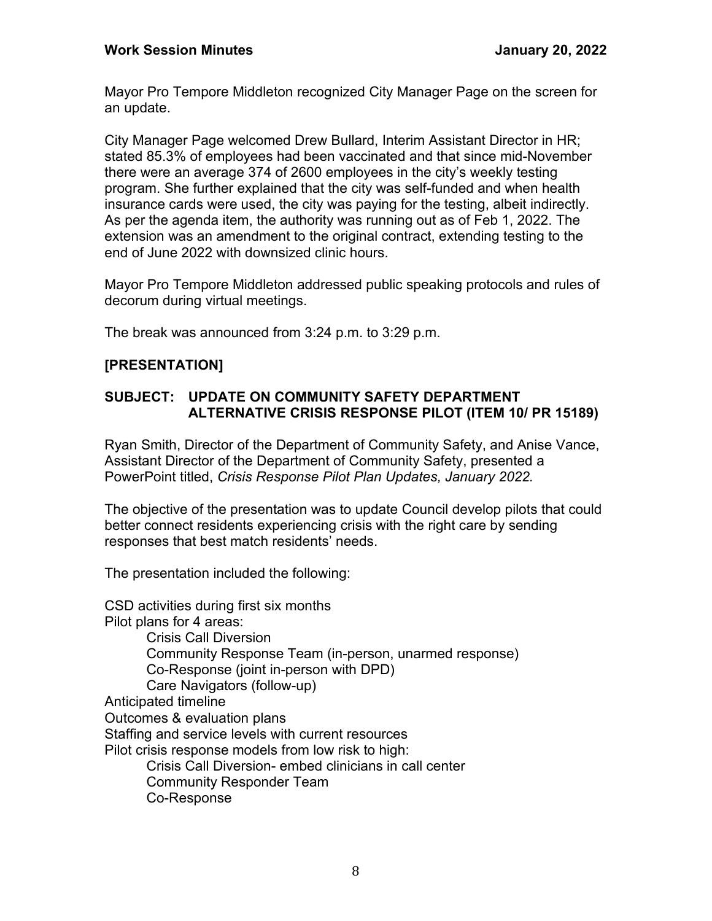Mayor Pro Tempore Middleton recognized City Manager Page on the screen for an update.

City Manager Page welcomed Drew Bullard, Interim Assistant Director in HR; stated 85.3% of employees had been vaccinated and that since mid-November there were an average 374 of 2600 employees in the city's weekly testing program. She further explained that the city was self-funded and when health insurance cards were used, the city was paying for the testing, albeit indirectly. As per the agenda item, the authority was running out as of Feb 1, 2022. The extension was an amendment to the original contract, extending testing to the end of June 2022 with downsized clinic hours.

Mayor Pro Tempore Middleton addressed public speaking protocols and rules of decorum during virtual meetings.

The break was announced from 3:24 p.m. to 3:29 p.m.

**[PRESENTATION]**

**SUBJECT: UPDATE ON COMMUNITY SAFETY DEPARTMENT ALTERNATIVE CRISIS RESPONSE PILOT (ITEM 10/ PR 15189)**

Ryan Smith, Director of the Department of Community Safety, and Anise Vance, Assistant Director of the Department of Community Safety, presented a PowerPoint titled, *Crisis Response Pilot Plan Updates, January 2022.*

The objective of the presentation was to update Council develop pilots that could better connect residents experiencing crisis with the right care by sending responses that best match residents' needs.

The presentation included the following:

- CSD activities during first six months
- Pilot plans for 4 areas:
  - Crisis Call Diversion
  - Community Response Team (in-person, unarmed response)
  - Co-Response (joint in-person with DPD)
  - Care Navigators (follow-up)
- Anticipated timeline
- Outcomes & evaluation plans
- Staffing and service levels with current resources
- Pilot crisis response models from low risk to high:
  - Crisis Call Diversion- embed clinicians in call center
  - Community Responder Team
  - Co-Response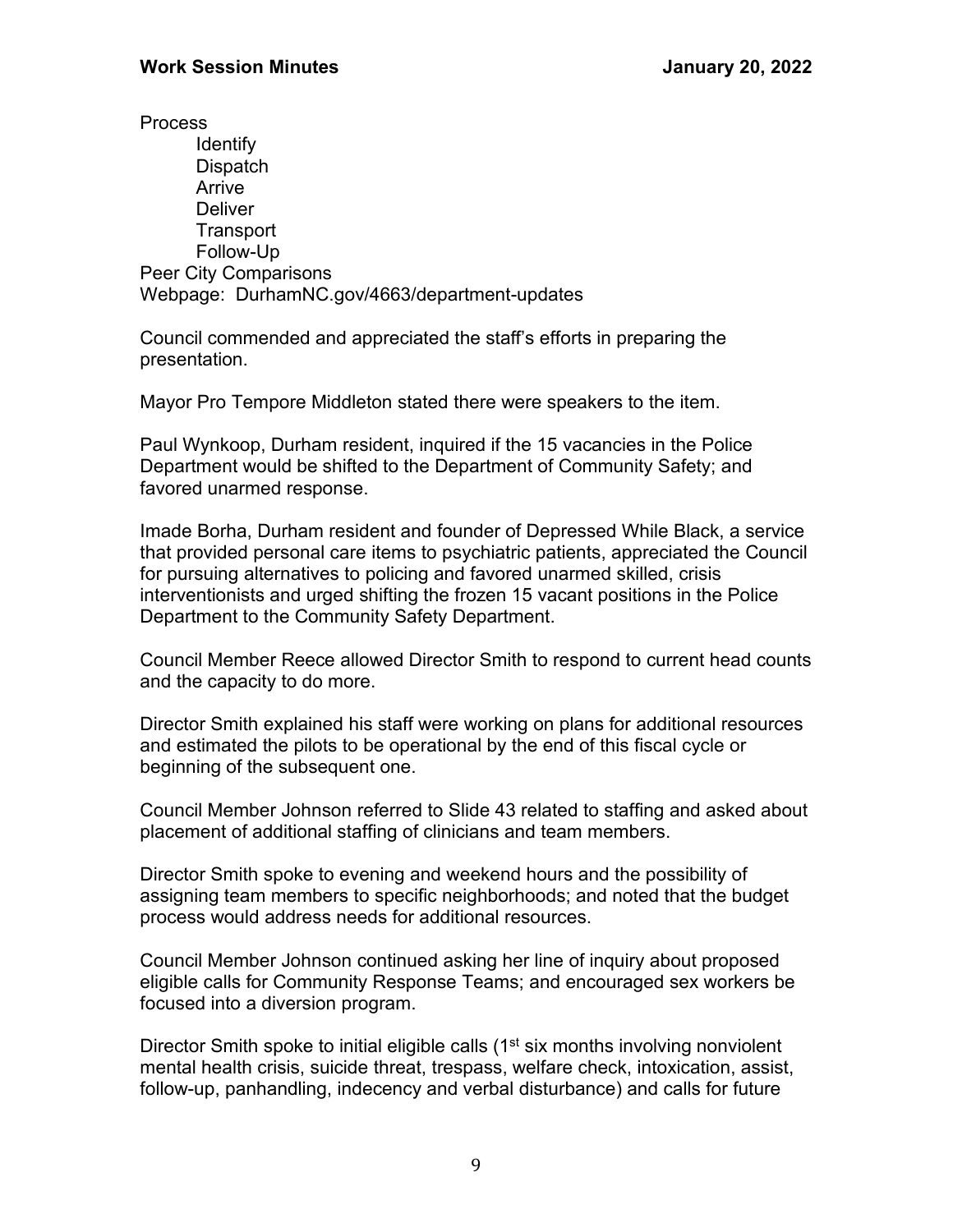Process

- Identify
- Dispatch
- Arrive
- Deliver
- Transport
- Follow-Up

Peer City Comparisons
Webpage: DurhamNC.gov/4663/department-updates

Council commended and appreciated the staff's efforts in preparing the presentation.

Mayor Pro Tempore Middleton stated there were speakers to the item.

Paul Wynkoop, Durham resident, inquired if the 15 vacancies in the Police Department would be shifted to the Department of Community Safety; and favored unarmed response.

Imade Borha, Durham resident and founder of Depressed While Black, a service that provided personal care items to psychiatric patients, appreciated the Council for pursuing alternatives to policing and favored unarmed skilled, crisis interventionists and urged shifting the frozen 15 vacant positions in the Police Department to the Community Safety Department.

Council Member Reece allowed Director Smith to respond to current head counts and the capacity to do more.

Director Smith explained his staff were working on plans for additional resources and estimated the pilots to be operational by the end of this fiscal cycle or beginning of the subsequent one.

Council Member Johnson referred to Slide 43 related to staffing and asked about placement of additional staffing of clinicians and team members.

Director Smith spoke to evening and weekend hours and the possibility of assigning team members to specific neighborhoods; and noted that the budget process would address needs for additional resources.

Council Member Johnson continued asking her line of inquiry about proposed eligible calls for Community Response Teams; and encouraged sex workers be focused into a diversion program.

Director Smith spoke to initial eligible calls (1st six months involving nonviolent mental health crisis, suicide threat, trespass, welfare check, intoxication, assist, follow-up, panhandling, indecency and verbal disturbance) and calls for future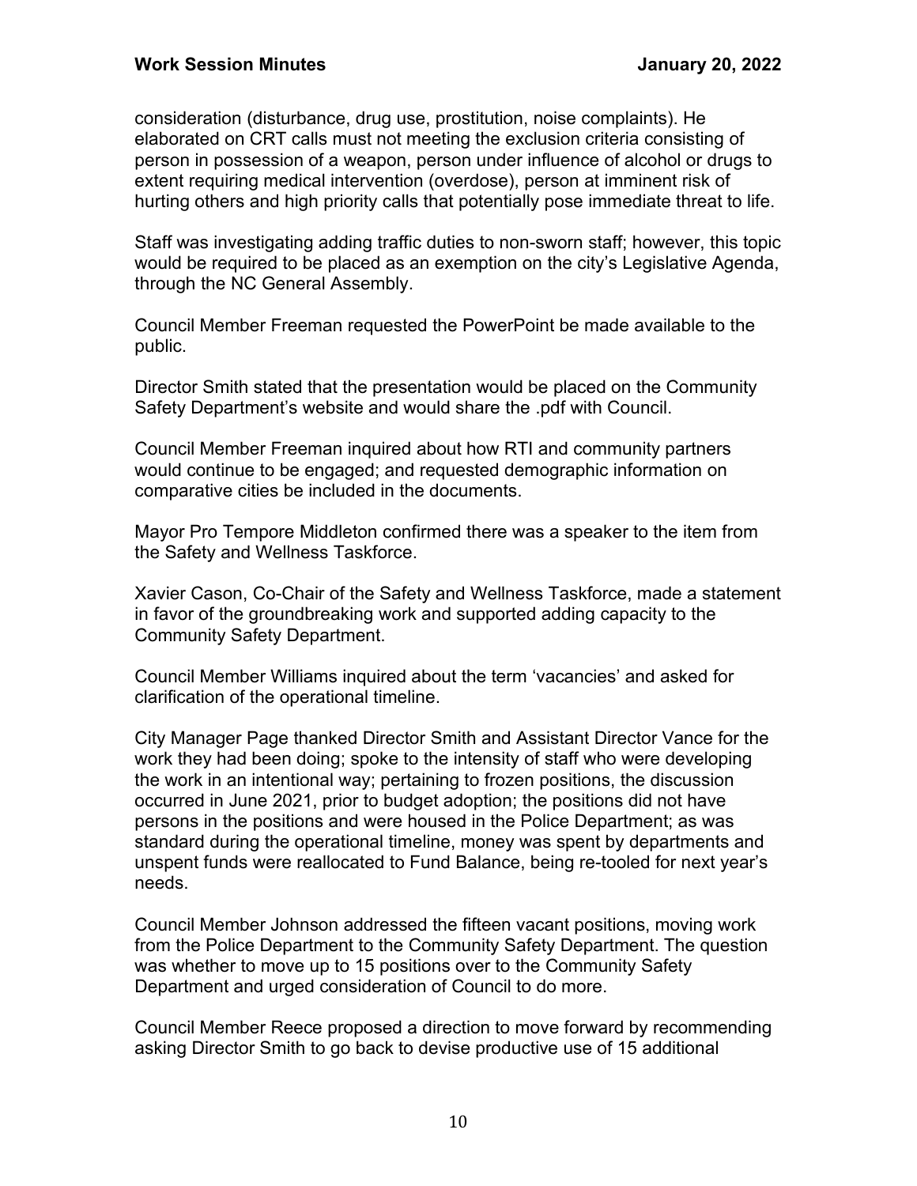consideration (disturbance, drug use, prostitution, noise complaints). He elaborated on CRT calls must not meeting the exclusion criteria consisting of person in possession of a weapon, person under influence of alcohol or drugs to extent requiring medical intervention (overdose), person at imminent risk of hurting others and high priority calls that potentially pose immediate threat to life.

Staff was investigating adding traffic duties to non-sworn staff; however, this topic would be required to be placed as an exemption on the city's Legislative Agenda, through the NC General Assembly.

Council Member Freeman requested the PowerPoint be made available to the public.

Director Smith stated that the presentation would be placed on the Community Safety Department's website and would share the .pdf with Council.

Council Member Freeman inquired about how RTI and community partners would continue to be engaged; and requested demographic information on comparative cities be included in the documents.

Mayor Pro Tempore Middleton confirmed there was a speaker to the item from the Safety and Wellness Taskforce.

Xavier Cason, Co-Chair of the Safety and Wellness Taskforce, made a statement in favor of the groundbreaking work and supported adding capacity to the Community Safety Department.

Council Member Williams inquired about the term 'vacancies' and asked for clarification of the operational timeline.

City Manager Page thanked Director Smith and Assistant Director Vance for the work they had been doing; spoke to the intensity of staff who were developing the work in an intentional way; pertaining to frozen positions, the discussion occurred in June 2021, prior to budget adoption; the positions did not have persons in the positions and were housed in the Police Department; as was standard during the operational timeline, money was spent by departments and unspent funds were reallocated to Fund Balance, being re-tooled for next year's needs.

Council Member Johnson addressed the fifteen vacant positions, moving work from the Police Department to the Community Safety Department. The question was whether to move up to 15 positions over to the Community Safety Department and urged consideration of Council to do more.

Council Member Reece proposed a direction to move forward by recommending asking Director Smith to go back to devise productive use of 15 additional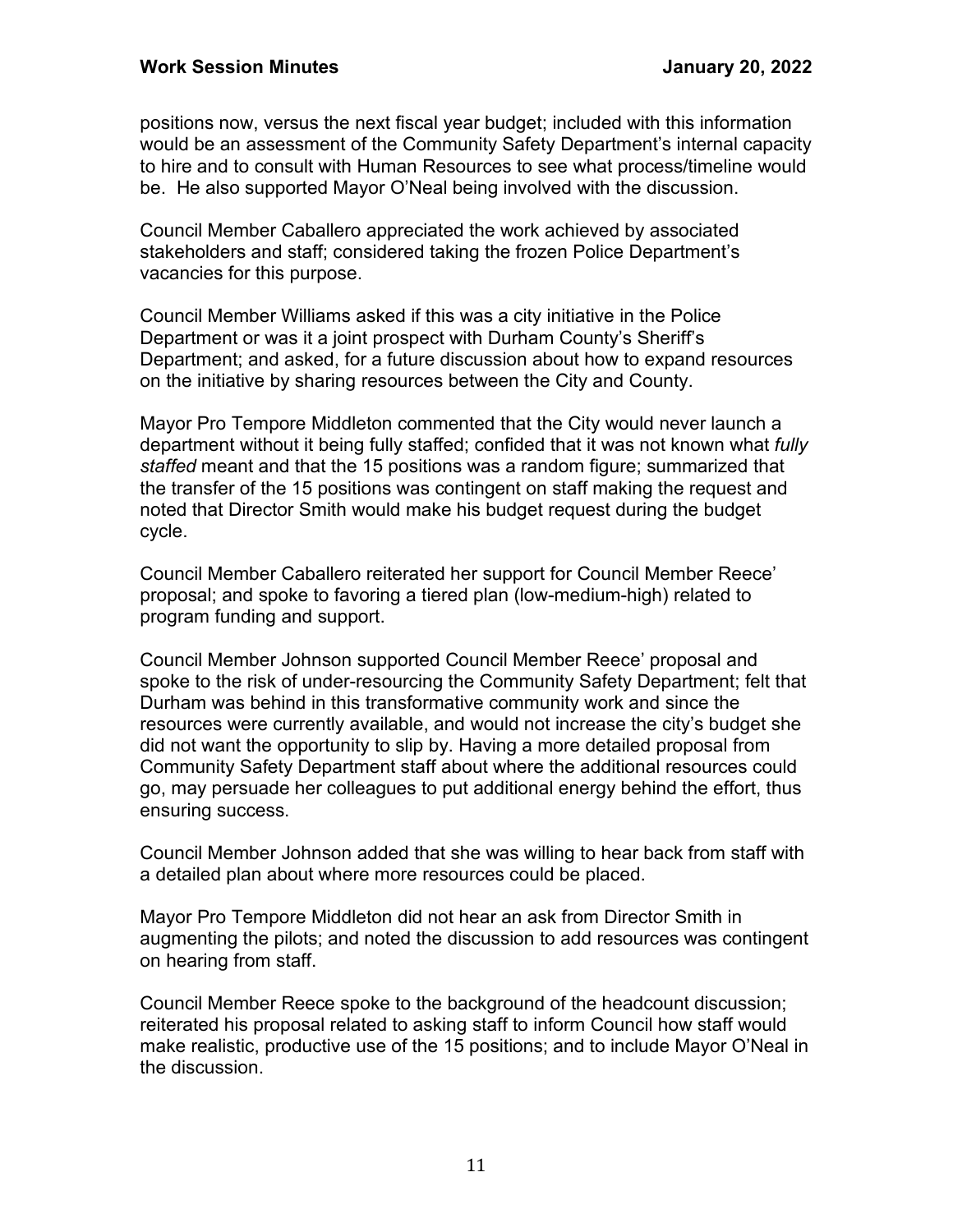positions now, versus the next fiscal year budget; included with this information would be an assessment of the Community Safety Department's internal capacity to hire and to consult with Human Resources to see what process/timeline would be. He also supported Mayor O'Neal being involved with the discussion.

Council Member Caballero appreciated the work achieved by associated stakeholders and staff; considered taking the frozen Police Department's vacancies for this purpose.

Council Member Williams asked if this was a city initiative in the Police Department or was it a joint prospect with Durham County's Sheriff's Department; and asked, for a future discussion about how to expand resources on the initiative by sharing resources between the City and County.

Mayor Pro Tempore Middleton commented that the City would never launch a department without it being fully staffed; confided that it was not known what *fully staffed* meant and that the 15 positions was a random figure; summarized that the transfer of the 15 positions was contingent on staff making the request and noted that Director Smith would make his budget request during the budget cycle.

Council Member Caballero reiterated her support for Council Member Reece' proposal; and spoke to favoring a tiered plan (low-medium-high) related to program funding and support.

Council Member Johnson supported Council Member Reece' proposal and spoke to the risk of under-resourcing the Community Safety Department; felt that Durham was behind in this transformative community work and since the resources were currently available, and would not increase the city's budget she did not want the opportunity to slip by. Having a more detailed proposal from Community Safety Department staff about where the additional resources could go, may persuade her colleagues to put additional energy behind the effort, thus ensuring success.

Council Member Johnson added that she was willing to hear back from staff with a detailed plan about where more resources could be placed.

Mayor Pro Tempore Middleton did not hear an ask from Director Smith in augmenting the pilots; and noted the discussion to add resources was contingent on hearing from staff.

Council Member Reece spoke to the background of the headcount discussion; reiterated his proposal related to asking staff to inform Council how staff would make realistic, productive use of the 15 positions; and to include Mayor O'Neal in the discussion.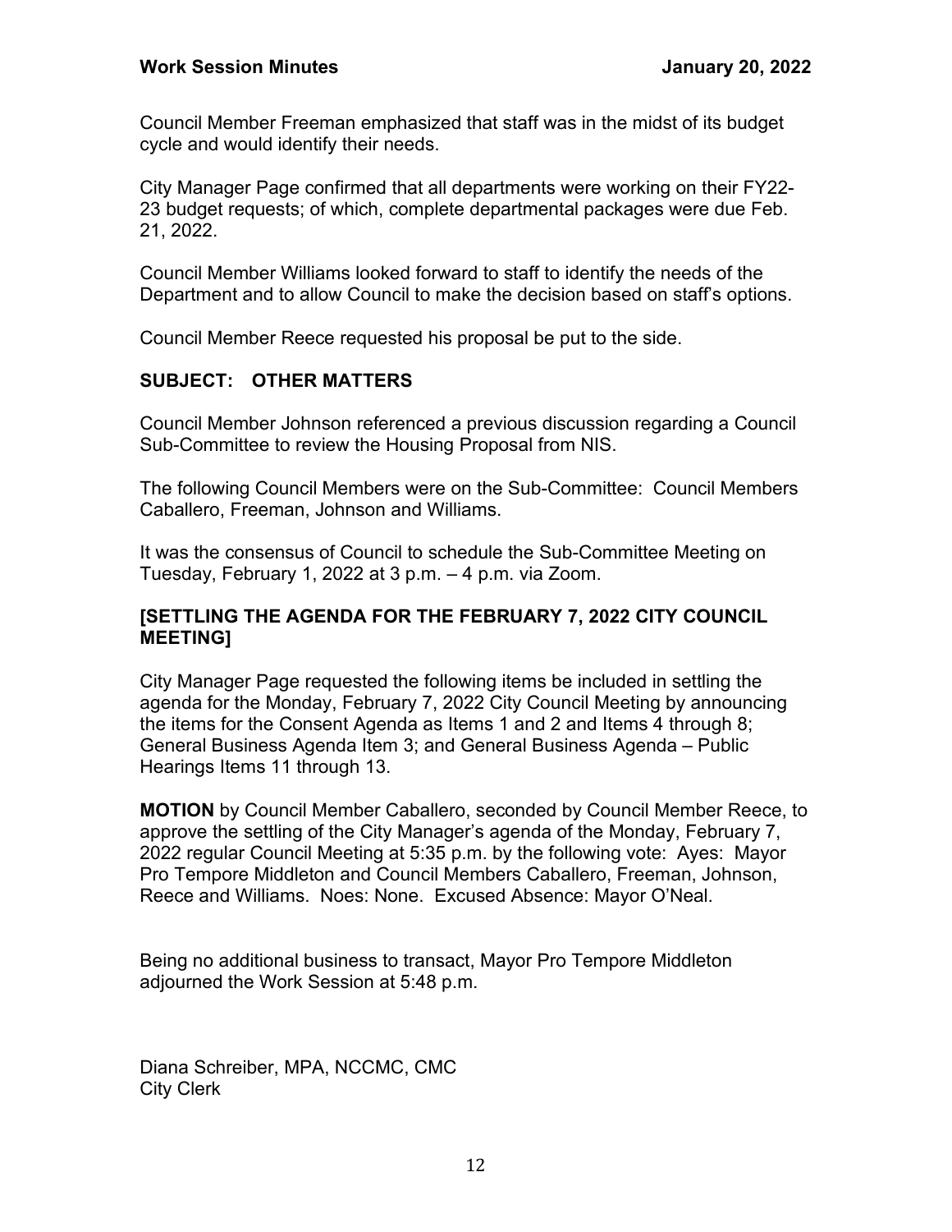Council Member Freeman emphasized that staff was in the midst of its budget cycle and would identify their needs.

City Manager Page confirmed that all departments were working on their FY22-23 budget requests; of which, complete departmental packages were due Feb. 21, 2022.

Council Member Williams looked forward to staff to identify the needs of the Department and to allow Council to make the decision based on staff's options.

Council Member Reece requested his proposal be put to the side.

**SUBJECT: OTHER MATTERS**

Council Member Johnson referenced a previous discussion regarding a Council Sub-Committee to review the Housing Proposal from NIS.

The following Council Members were on the Sub-Committee: Council Members Caballero, Freeman, Johnson and Williams.

It was the consensus of Council to schedule the Sub-Committee Meeting on Tuesday, February 1, 2022 at 3 p.m. – 4 p.m. via Zoom.

**[SETTLING THE AGENDA FOR THE FEBRUARY 7, 2022 CITY COUNCIL MEETING]**

City Manager Page requested the following items be included in settling the agenda for the Monday, February 7, 2022 City Council Meeting by announcing the items for the Consent Agenda as Items 1 and 2 and Items 4 through 8; General Business Agenda Item 3; and General Business Agenda – Public Hearings Items 11 through 13.

**MOTION** by Council Member Caballero, seconded by Council Member Reece, to approve the settling of the City Manager's agenda of the Monday, February 7, 2022 regular Council Meeting at 5:35 p.m. by the following vote: Ayes: Mayor Pro Tempore Middleton and Council Members Caballero, Freeman, Johnson, Reece and Williams. Noes: None. Excused Absence: Mayor O'Neal.

Being no additional business to transact, Mayor Pro Tempore Middleton adjourned the Work Session at 5:48 p.m.

Diana Schreiber, MPA, NCCMC, CMC
City Clerk